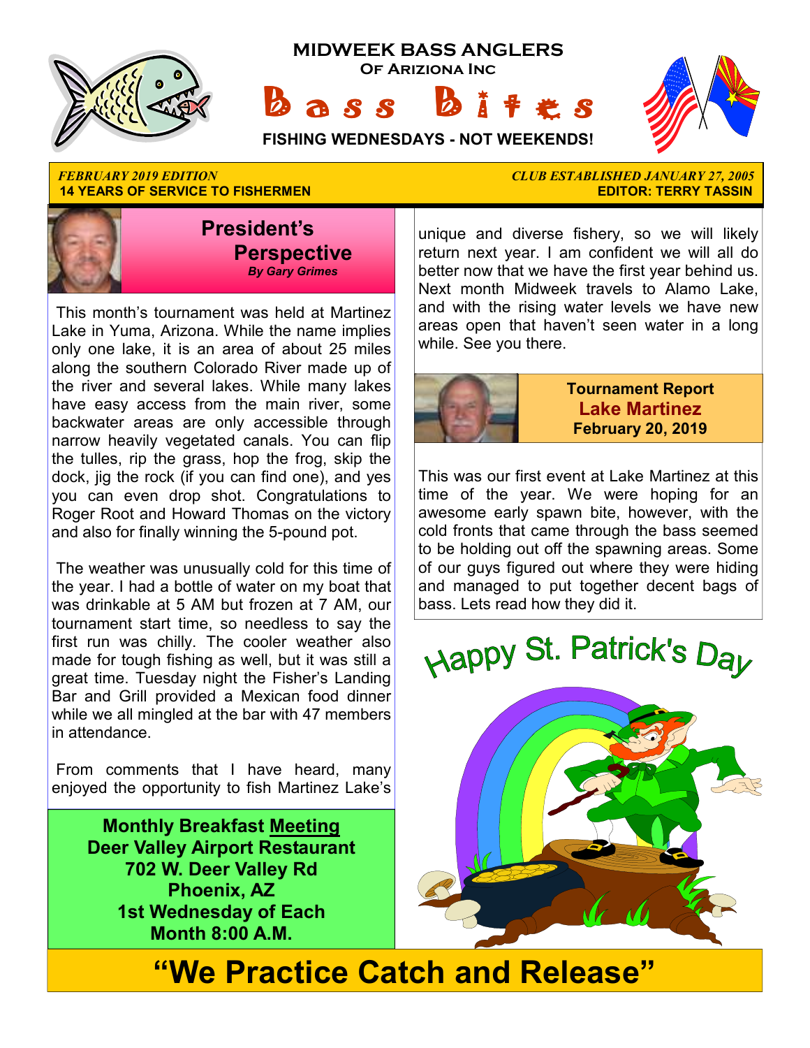# MIDWEEK BASS ANGLERS
## Of Arizona Inc

# Bass Bites

**FISHING WEDNESDAYS - NOT WEEKENDS!**

*FEBRUARY 2019 EDITION*
**14 YEARS OF SERVICE TO FISHERMEN**

*CLUB ESTABLISHED JANUARY 27, 2005*
**EDITOR: TERRY TASSIN**

## President's Perspective
*By Gary Grimes*

This month's tournament was held at Martinez Lake in Yuma, Arizona. While the name implies only one lake, it is an area of about 25 miles along the southern Colorado River made up of the river and several lakes. While many lakes have easy access from the main river, some backwater areas are only accessible through narrow heavily vegetated canals. You can flip the tulles, rip the grass, hop the frog, skip the dock, jig the rock (if you can find one), and yes you can even drop shot. Congratulations to Roger Root and Howard Thomas on the victory and also for finally winning the 5-pound pot.

The weather was unusually cold for this time of the year. I had a bottle of water on my boat that was drinkable at 5 AM but frozen at 7 AM, our tournament start time, so needless to say the first run was chilly. The cooler weather also made for tough fishing as well, but it was still a great time. Tuesday night the Fisher's Landing Bar and Grill provided a Mexican food dinner while we all mingled at the bar with 47 members in attendance.

From comments that I have heard, many enjoyed the opportunity to fish Martinez Lake's unique and diverse fishery, so we will likely return next year. I am confident we will all do better now that we have the first year behind us. Next month Midweek travels to Alamo Lake, and with the rising water levels we have new areas open that haven't seen water in a long while. See you there.

**Monthly Breakfast Meeting**
**Deer Valley Airport Restaurant**
**702 W. Deer Valley Rd**
**Phoenix, AZ**
**1st Wednesday of Each Month 8:00 A.M.**

## Tournament Report
### Lake Martinez
**February 20, 2019**

This was our first event at Lake Martinez at this time of the year. We were hoping for an awesome early spawn bite, however, with the cold fronts that came through the bass seemed to be holding out off the spawning areas. Some of our guys figured out where they were hiding and managed to put together decent bags of bass. Lets read how they did it.

Happy St. Patrick's Day

# "We Practice Catch and Release"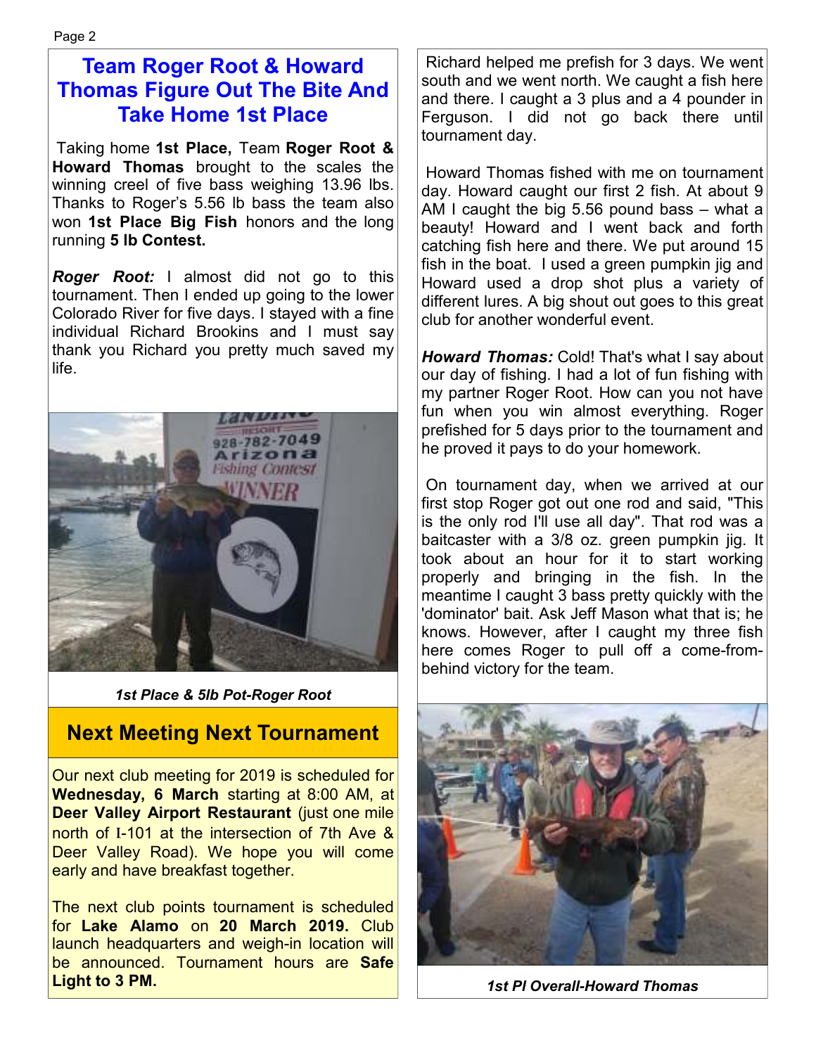## Team Roger Root & Howard Thomas Figure Out The Bite And Take Home 1st Place

Taking home **1st Place,** Team **Roger Root & Howard Thomas** brought to the scales the winning creel of five bass weighing 13.96 lbs. Thanks to Roger's 5.56 lb bass the team also won **1st Place Big Fish** honors and the long running **5 lb Contest.**

***Roger Root:*** I almost did not go to this tournament. Then I ended up going to the lower Colorado River for five days. I stayed with a fine individual Richard Brookins and I must say thank you Richard you pretty much saved my life.

*1st Place & 5lb Pot-Roger Root*

Richard helped me prefish for 3 days. We went south and we went north. We caught a fish here and there. I caught a 3 plus and a 4 pounder in Ferguson. I did not go back there until tournament day.

Howard Thomas fished with me on tournament day. Howard caught our first 2 fish. At about 9 AM I caught the big 5.56 pound bass – what a beauty! Howard and I went back and forth catching fish here and there. We put around 15 fish in the boat. I used a green pumpkin jig and Howard used a drop shot plus a variety of different lures. A big shout out goes to this great club for another wonderful event.

***Howard Thomas:*** Cold! That's what I say about our day of fishing. I had a lot of fun fishing with my partner Roger Root. How can you not have fun when you win almost everything. Roger prefished for 5 days prior to the tournament and he proved it pays to do your homework.

On tournament day, when we arrived at our first stop Roger got out one rod and said, "This is the only rod I'll use all day". That rod was a baitcaster with a 3/8 oz. green pumpkin jig. It took about an hour for it to start working properly and bringing in the fish. In the meantime I caught 3 bass pretty quickly with the 'dominator' bait. Ask Jeff Mason what that is; he knows. However, after I caught my three fish here comes Roger to pull off a come-from-behind victory for the team.

*1st Pl Overall-Howard Thomas*

## Next Meeting Next Tournament

Our next club meeting for 2019 is scheduled for **Wednesday, 6 March** starting at 8:00 AM, at **Deer Valley Airport Restaurant** (just one mile north of I-101 at the intersection of 7th Ave & Deer Valley Road). We hope you will come early and have breakfast together.

The next club points tournament is scheduled for **Lake Alamo** on **20 March 2019.** Club launch headquarters and weigh-in location will be announced. Tournament hours are **Safe Light to 3 PM.**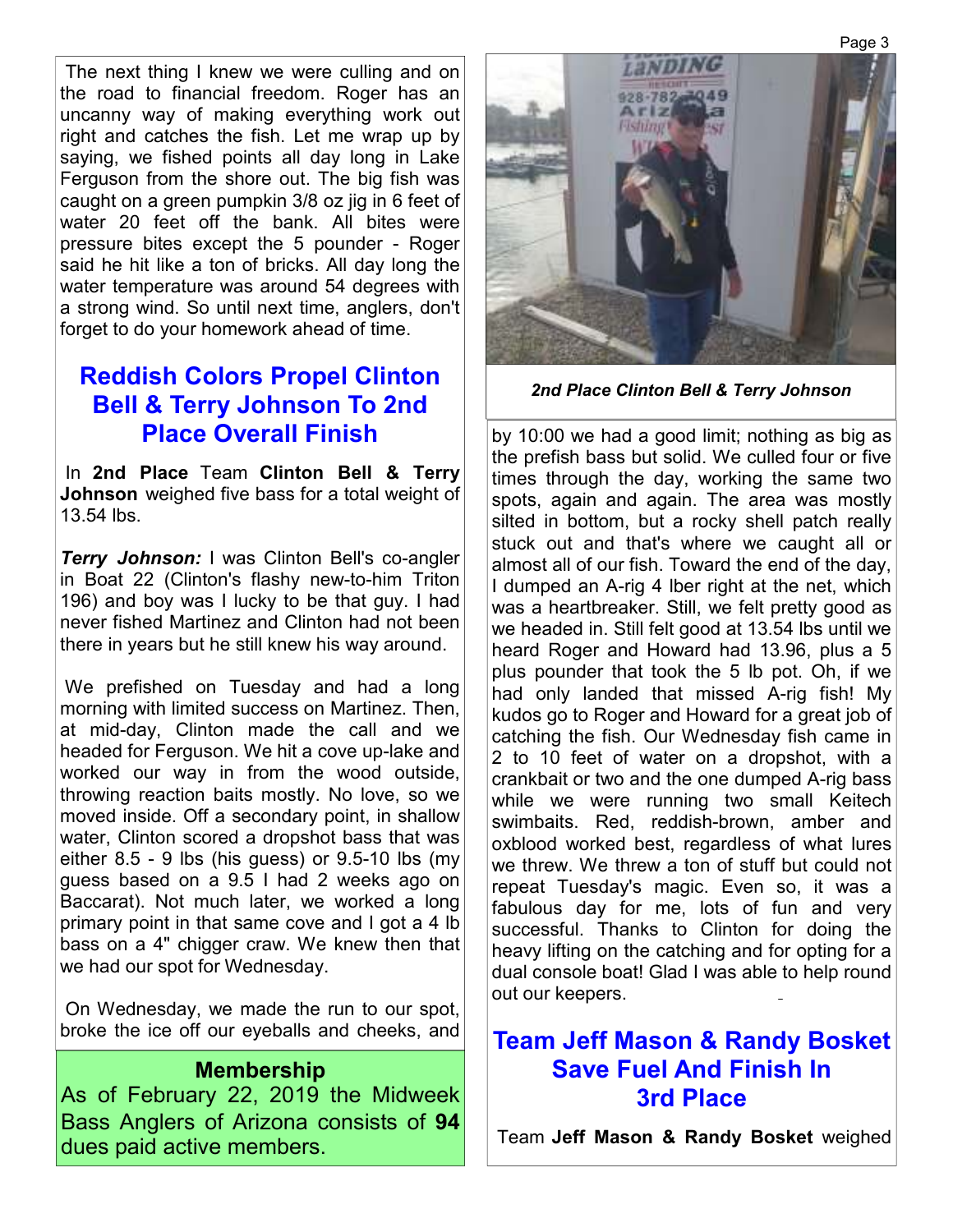The next thing I knew we were culling and on the road to financial freedom. Roger has an uncanny way of making everything work out right and catches the fish. Let me wrap up by saying, we fished points all day long in Lake Ferguson from the shore out. The big fish was caught on a green pumpkin 3/8 oz jig in 6 feet of water 20 feet off the bank. All bites were pressure bites except the 5 pounder - Roger said he hit like a ton of bricks. All day long the water temperature was around 54 degrees with a strong wind. So until next time, anglers, don't forget to do your homework ahead of time.

## Reddish Colors Propel Clinton Bell & Terry Johnson To 2nd Place Overall Finish

In **2nd Place** Team **Clinton Bell & Terry Johnson** weighed five bass for a total weight of 13.54 lbs.

***Terry Johnson:*** I was Clinton Bell's co-angler in Boat 22 (Clinton's flashy new-to-him Triton 196) and boy was I lucky to be that guy. I had never fished Martinez and Clinton had not been there in years but he still knew his way around.

We prefished on Tuesday and had a long morning with limited success on Martinez. Then, at mid-day, Clinton made the call and we headed for Ferguson. We hit a cove up-lake and worked our way in from the wood outside, throwing reaction baits mostly. No love, so we moved inside. Off a secondary point, in shallow water, Clinton scored a dropshot bass that was either 8.5 - 9 lbs (his guess) or 9.5-10 lbs (my guess based on a 9.5 I had 2 weeks ago on Baccarat). Not much later, we worked a long primary point in that same cove and I got a 4 lb bass on a 4" chigger craw. We knew then that we had our spot for Wednesday.

On Wednesday, we made the run to our spot, broke the ice off our eyeballs and cheeks, and by 10:00 we had a good limit; nothing as big as the prefish bass but solid. We culled four or five times through the day, working the same two spots, again and again. The area was mostly silted in bottom, but a rocky shell patch really stuck out and that's where we caught all or almost all of our fish. Toward the end of the day, I dumped an A-rig 4 lber right at the net, which was a heartbreaker. Still, we felt pretty good as we headed in. Still felt good at 13.54 lbs until we heard Roger and Howard had 13.96, plus a 5 plus pounder that took the 5 lb pot. Oh, if we had only landed that missed A-rig fish! My kudos go to Roger and Howard for a great job of catching the fish. Our Wednesday fish came in 2 to 10 feet of water on a dropshot, with a crankbait or two and the one dumped A-rig bass while we were running two small Keitech swimbaits. Red, reddish-brown, amber and oxblood worked best, regardless of what lures we threw. We threw a ton of stuff but could not repeat Tuesday's magic. Even so, it was a fabulous day for me, lots of fun and very successful. Thanks to Clinton for doing the heavy lifting on the catching and for opting for a dual console boat! Glad I was able to help round out our keepers.

***2nd Place Clinton Bell & Terry Johnson***

### Membership

As of February 22, 2019 the Midweek Bass Anglers of Arizona consists of **94** dues paid active members.

## Team Jeff Mason & Randy Bosket Save Fuel And Finish In 3rd Place

Team **Jeff Mason & Randy Bosket** weighed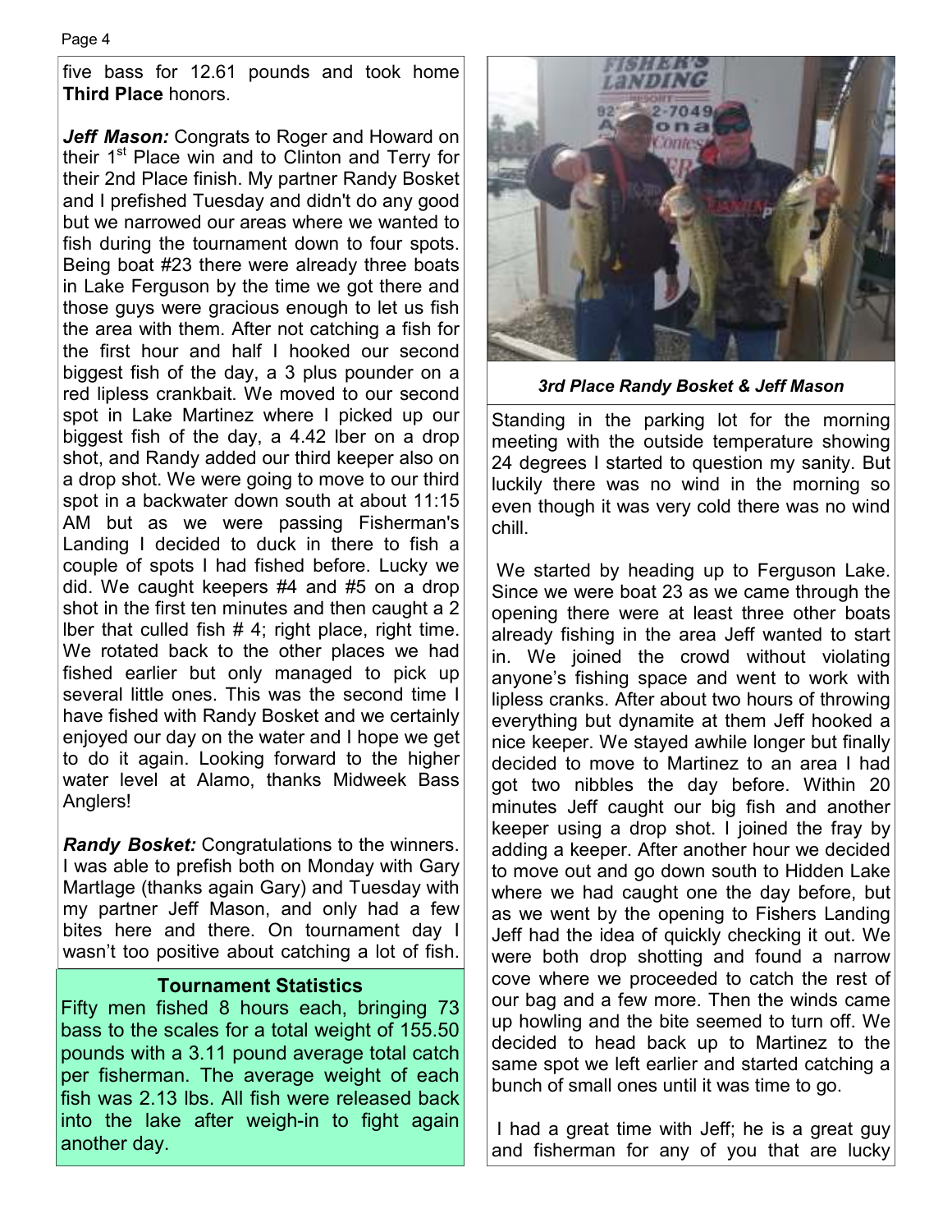five bass for 12.61 pounds and took home **Third Place** honors.

***Jeff Mason:*** Congrats to Roger and Howard on their 1st Place win and to Clinton and Terry for their 2nd Place finish. My partner Randy Bosket and I prefished Tuesday and didn't do any good but we narrowed our areas where we wanted to fish during the tournament down to four spots. Being boat #23 there were already three boats in Lake Ferguson by the time we got there and those guys were gracious enough to let us fish the area with them. After not catching a fish for the first hour and half I hooked our second biggest fish of the day, a 3 plus pounder on a red lipless crankbait. We moved to our second spot in Lake Martinez where I picked up our biggest fish of the day, a 4.42 lber on a drop shot, and Randy added our third keeper also on a drop shot. We were going to move to our third spot in a backwater down south at about 11:15 AM but as we were passing Fisherman's Landing I decided to duck in there to fish a couple of spots I had fished before. Lucky we did. We caught keepers #4 and #5 on a drop shot in the first ten minutes and then caught a 2 lber that culled fish # 4; right place, right time. We rotated back to the other places we had fished earlier but only managed to pick up several little ones. This was the second time I have fished with Randy Bosket and we certainly enjoyed our day on the water and I hope we get to do it again. Looking forward to the higher water level at Alamo, thanks Midweek Bass Anglers!

***Randy Bosket:*** Congratulations to the winners. I was able to prefish both on Monday with Gary Martlage (thanks again Gary) and Tuesday with my partner Jeff Mason, and only had a few bites here and there. On tournament day I wasn't too positive about catching a lot of fish.

***3rd Place Randy Bosket & Jeff Mason***

Standing in the parking lot for the morning meeting with the outside temperature showing 24 degrees I started to question my sanity. But luckily there was no wind in the morning so even though it was very cold there was no wind chill.

We started by heading up to Ferguson Lake. Since we were boat 23 as we came through the opening there were at least three other boats already fishing in the area Jeff wanted to start in. We joined the crowd without violating anyone's fishing space and went to work with lipless cranks. After about two hours of throwing everything but dynamite at them Jeff hooked a nice keeper. We stayed awhile longer but finally decided to move to Martinez to an area I had got two nibbles the day before. Within 20 minutes Jeff caught our big fish and another keeper using a drop shot. I joined the fray by adding a keeper. After another hour we decided to move out and go down south to Hidden Lake where we had caught one the day before, but as we went by the opening to Fishers Landing Jeff had the idea of quickly checking it out. We were both drop shotting and found a narrow cove where we proceeded to catch the rest of our bag and a few more. Then the winds came up howling and the bite seemed to turn off. We decided to head back up to Martinez to the same spot we left earlier and started catching a bunch of small ones until it was time to go.

I had a great time with Jeff; he is a great guy and fisherman for any of you that are lucky

### Tournament Statistics

Fifty men fished 8 hours each, bringing 73 bass to the scales for a total weight of 155.50 pounds with a 3.11 pound average total catch per fisherman. The average weight of each fish was 2.13 lbs. All fish were released back into the lake after weigh-in to fight again another day.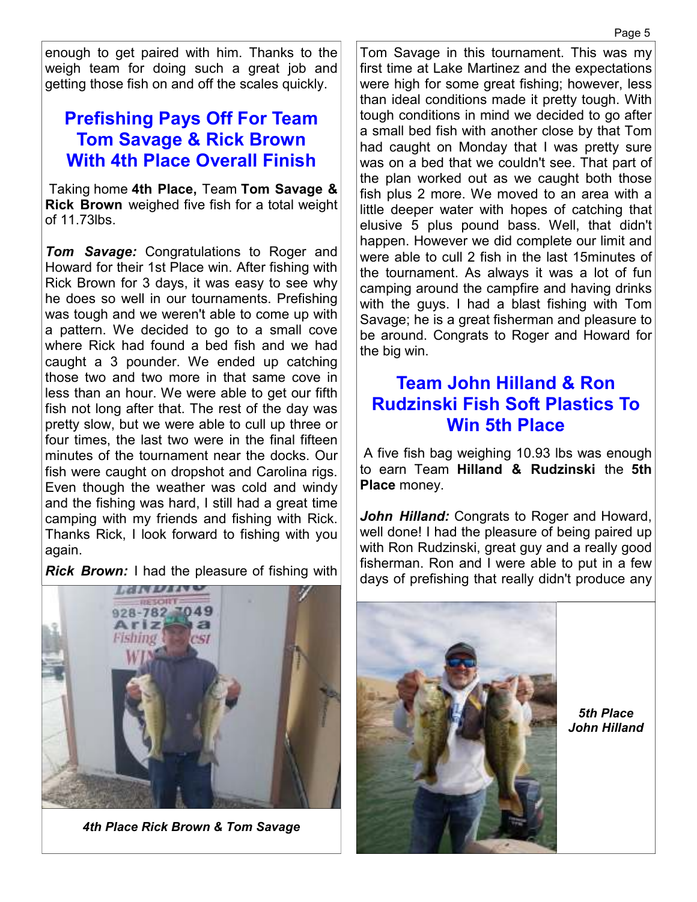enough to get paired with him. Thanks to the weigh team for doing such a great job and getting those fish on and off the scales quickly.

## Prefishing Pays Off For Team Tom Savage & Rick Brown With 4th Place Overall Finish

Taking home **4th Place,** Team **Tom Savage & Rick Brown** weighed five fish for a total weight of 11.73lbs.

***Tom Savage:*** Congratulations to Roger and Howard for their 1st Place win. After fishing with Rick Brown for 3 days, it was easy to see why he does so well in our tournaments. Prefishing was tough and we weren't able to come up with a pattern. We decided to go to a small cove where Rick had found a bed fish and we had caught a 3 pounder. We ended up catching those two and two more in that same cove in less than an hour. We were able to get our fifth fish not long after that. The rest of the day was pretty slow, but we were able to cull up three or four times, the last two were in the final fifteen minutes of the tournament near the docks. Our fish were caught on dropshot and Carolina rigs. Even though the weather was cold and windy and the fishing was hard, I still had a great time camping with my friends and fishing with Rick. Thanks Rick, I look forward to fishing with you again.

***Rick Brown:*** I had the pleasure of fishing with Tom Savage in this tournament. This was my first time at Lake Martinez and the expectations were high for some great fishing; however, less than ideal conditions made it pretty tough. With tough conditions in mind we decided to go after a small bed fish with another close by that Tom had caught on Monday that I was pretty sure was on a bed that we couldn't see. That part of the plan worked out as we caught both those fish plus 2 more. We moved to an area with a little deeper water with hopes of catching that elusive 5 plus pound bass. Well, that didn't happen. However we did complete our limit and were able to cull 2 fish in the last 15minutes of the tournament. As always it was a lot of fun camping around the campfire and having drinks with the guys. I had a blast fishing with Tom Savage; he is a great fisherman and pleasure to be around. Congrats to Roger and Howard for the big win.

*4th Place Rick Brown & Tom Savage*

## Team John Hilland & Ron Rudzinski Fish Soft Plastics To Win 5th Place

A five fish bag weighing 10.93 lbs was enough to earn Team **Hilland & Rudzinski** the **5th Place** money.

***John Hilland:*** Congrats to Roger and Howard, well done! I had the pleasure of being paired up with Ron Rudzinski, great guy and a really good fisherman. Ron and I were able to put in a few days of prefishing that really didn't produce any

***5th Place John Hilland***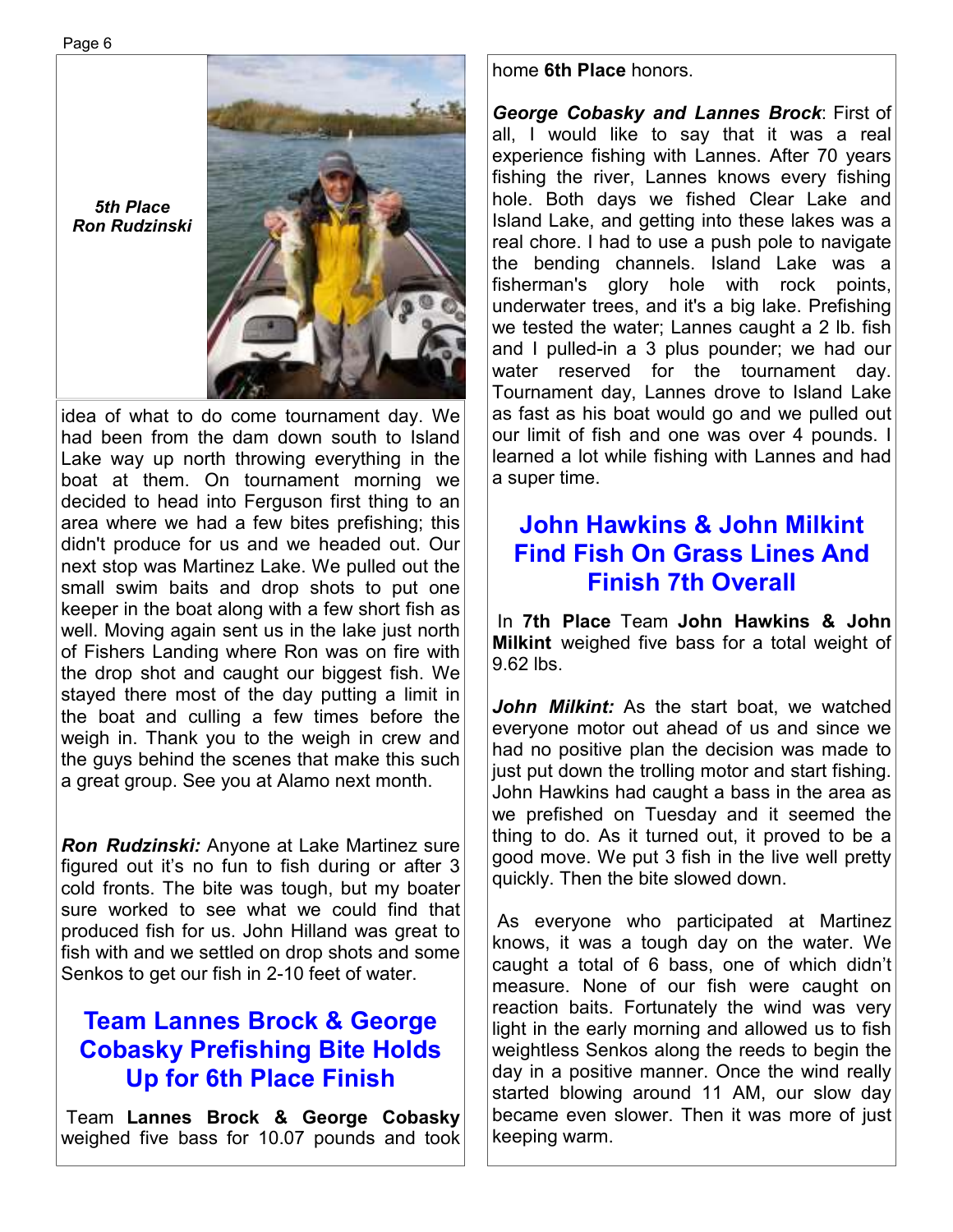*5th Place*
*Ron Rudzinski*

idea of what to do come tournament day. We had been from the dam down south to Island Lake way up north throwing everything in the boat at them. On tournament morning we decided to head into Ferguson first thing to an area where we had a few bites prefishing; this didn't produce for us and we headed out. Our next stop was Martinez Lake. We pulled out the small swim baits and drop shots to put one keeper in the boat along with a few short fish as well. Moving again sent us in the lake just north of Fishers Landing where Ron was on fire with the drop shot and caught our biggest fish. We stayed there most of the day putting a limit in the boat and culling a few times before the weigh in. Thank you to the weigh in crew and the guys behind the scenes that make this such a great group. See you at Alamo next month.

***Ron Rudzinski:*** Anyone at Lake Martinez sure figured out it's no fun to fish during or after 3 cold fronts. The bite was tough, but my boater sure worked to see what we could find that produced fish for us. John Hilland was great to fish with and we settled on drop shots and some Senkos to get our fish in 2-10 feet of water.

## Team Lannes Brock & George Cobasky Prefishing Bite Holds Up for 6th Place Finish

Team **Lannes Brock & George Cobasky** weighed five bass for 10.07 pounds and took home **6th Place** honors.

***George Cobasky and Lannes Brock***: First of all, I would like to say that it was a real experience fishing with Lannes. After 70 years fishing the river, Lannes knows every fishing hole. Both days we fished Clear Lake and Island Lake, and getting into these lakes was a real chore. I had to use a push pole to navigate the bending channels. Island Lake was a fisherman's glory hole with rock points, underwater trees, and it's a big lake. Prefishing we tested the water; Lannes caught a 2 lb. fish and I pulled-in a 3 plus pounder; we had our water reserved for the tournament day. Tournament day, Lannes drove to Island Lake as fast as his boat would go and we pulled out our limit of fish and one was over 4 pounds. I learned a lot while fishing with Lannes and had a super time.

## John Hawkins & John Milkint Find Fish On Grass Lines And Finish 7th Overall

In **7th Place** Team **John Hawkins & John Milkint** weighed five bass for a total weight of 9.62 lbs.

***John Milkint:*** As the start boat, we watched everyone motor out ahead of us and since we had no positive plan the decision was made to just put down the trolling motor and start fishing. John Hawkins had caught a bass in the area as we prefished on Tuesday and it seemed the thing to do. As it turned out, it proved to be a good move. We put 3 fish in the live well pretty quickly. Then the bite slowed down.

As everyone who participated at Martinez knows, it was a tough day on the water. We caught a total of 6 bass, one of which didn't measure. None of our fish were caught on reaction baits. Fortunately the wind was very light in the early morning and allowed us to fish weightless Senkos along the reeds to begin the day in a positive manner. Once the wind really started blowing around 11 AM, our slow day became even slower. Then it was more of just keeping warm.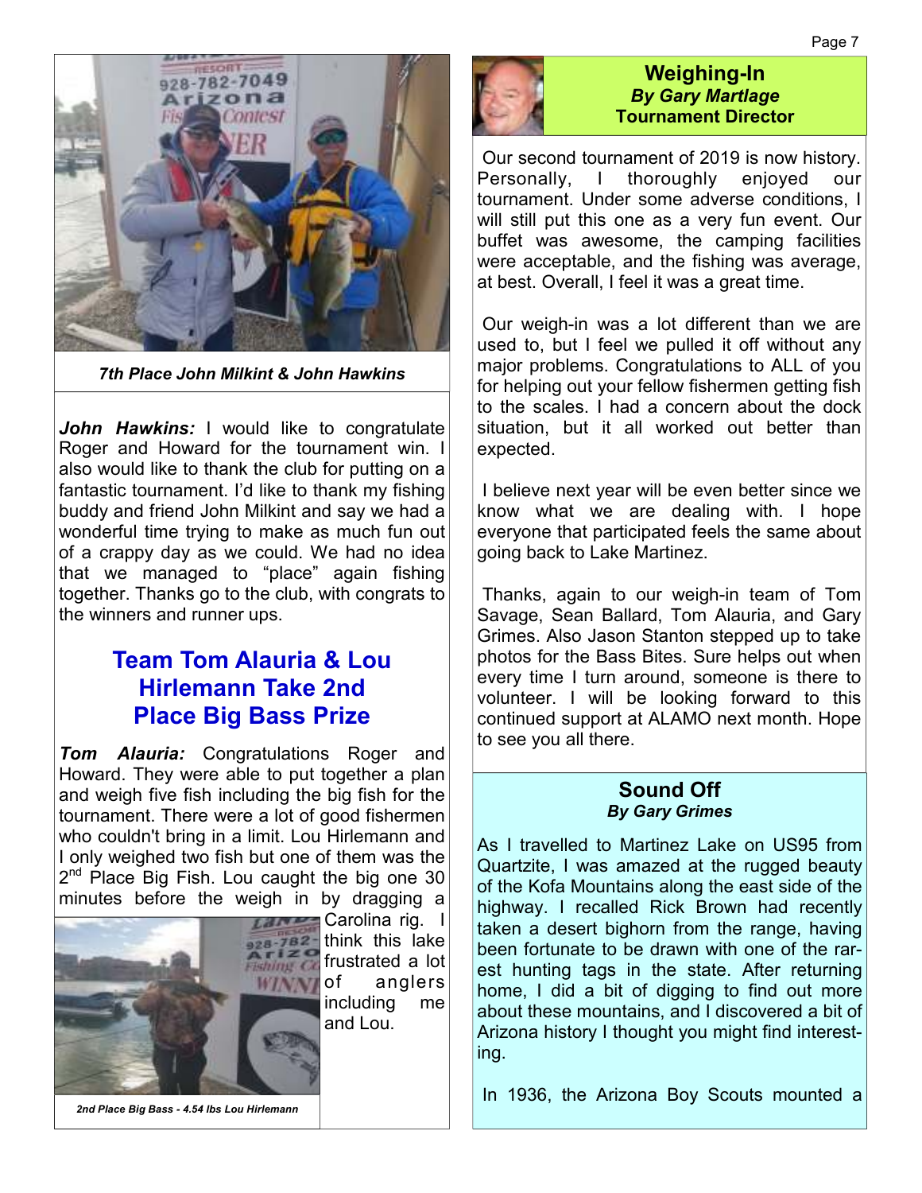*7th Place John Milkint & John Hawkins*

***John Hawkins:*** I would like to congratulate Roger and Howard for the tournament win. I also would like to thank the club for putting on a fantastic tournament. I'd like to thank my fishing buddy and friend John Milkint and say we had a wonderful time trying to make as much fun out of a crappy day as we could. We had no idea that we managed to "place" again fishing together. Thanks go to the club, with congrats to the winners and runner ups.

## Team Tom Alauria & Lou Hirlemann Take 2nd Place Big Bass Prize

***Tom Alauria:*** Congratulations Roger and Howard. They were able to put together a plan and weigh five fish including the big fish for the tournament. There were a lot of good fishermen who couldn't bring in a limit. Lou Hirlemann and I only weighed two fish but one of them was the 2nd Place Big Fish. Lou caught the big one 30 minutes before the weigh in by dragging a Carolina rig. I think this lake frustrated a lot of anglers including me and Lou.

*2nd Place Big Bass - 4.54 lbs Lou Hirlemann*

## Weighing-In
### *By Gary Martlage*
### Tournament Director

Our second tournament of 2019 is now history. Personally, I thoroughly enjoyed our tournament. Under some adverse conditions, I will still put this one as a very fun event. Our buffet was awesome, the camping facilities were acceptable, and the fishing was average, at best. Overall, I feel it was a great time.

Our weigh-in was a lot different than we are used to, but I feel we pulled it off without any major problems. Congratulations to ALL of you for helping out your fellow fishermen getting fish to the scales. I had a concern about the dock situation, but it all worked out better than expected.

I believe next year will be even better since we know what we are dealing with. I hope everyone that participated feels the same about going back to Lake Martinez.

Thanks, again to our weigh-in team of Tom Savage, Sean Ballard, Tom Alauria, and Gary Grimes. Also Jason Stanton stepped up to take photos for the Bass Bites. Sure helps out when every time I turn around, someone is there to volunteer. I will be looking forward to this continued support at ALAMO next month. Hope to see you all there.

## Sound Off
### *By Gary Grimes*

As I travelled to Martinez Lake on US95 from Quartzite, I was amazed at the rugged beauty of the Kofa Mountains along the east side of the highway. I recalled Rick Brown had recently taken a desert bighorn from the range, having been fortunate to be drawn with one of the rarest hunting tags in the state. After returning home, I did a bit of digging to find out more about these mountains, and I discovered a bit of Arizona history I thought you might find interesting.

In 1936, the Arizona Boy Scouts mounted a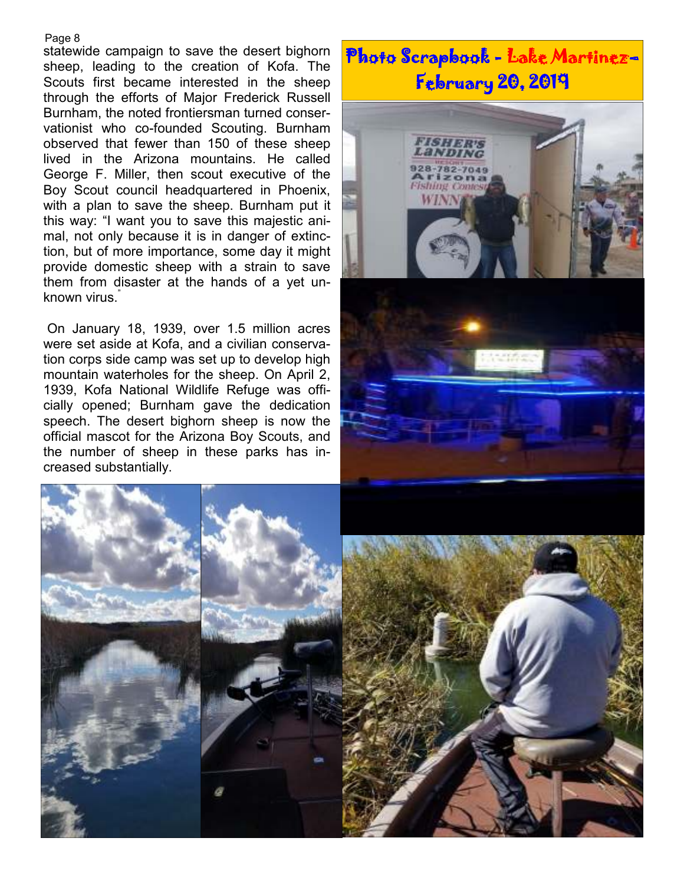statewide campaign to save the desert bighorn sheep, leading to the creation of Kofa. The Scouts first became interested in the sheep through the efforts of Major Frederick Russell Burnham, the noted frontiersman turned conservationist who co-founded Scouting. Burnham observed that fewer than 150 of these sheep lived in the Arizona mountains. He called George F. Miller, then scout executive of the Boy Scout council headquartered in Phoenix, with a plan to save the sheep. Burnham put it this way: "I want you to save this majestic animal, not only because it is in danger of extinction, but of more importance, some day it might provide domestic sheep with a strain to save them from disaster at the hands of a yet unknown virus."

On January 18, 1939, over 1.5 million acres were set aside at Kofa, and a civilian conservation corps side camp was set up to develop high mountain waterholes for the sheep. On April 2, 1939, Kofa National Wildlife Refuge was officially opened; Burnham gave the dedication speech. The desert bighorn sheep is now the official mascot for the Arizona Boy Scouts, and the number of sheep in these parks has increased substantially.

## Photo Scrapbook - Lake Martinez- February 20, 2019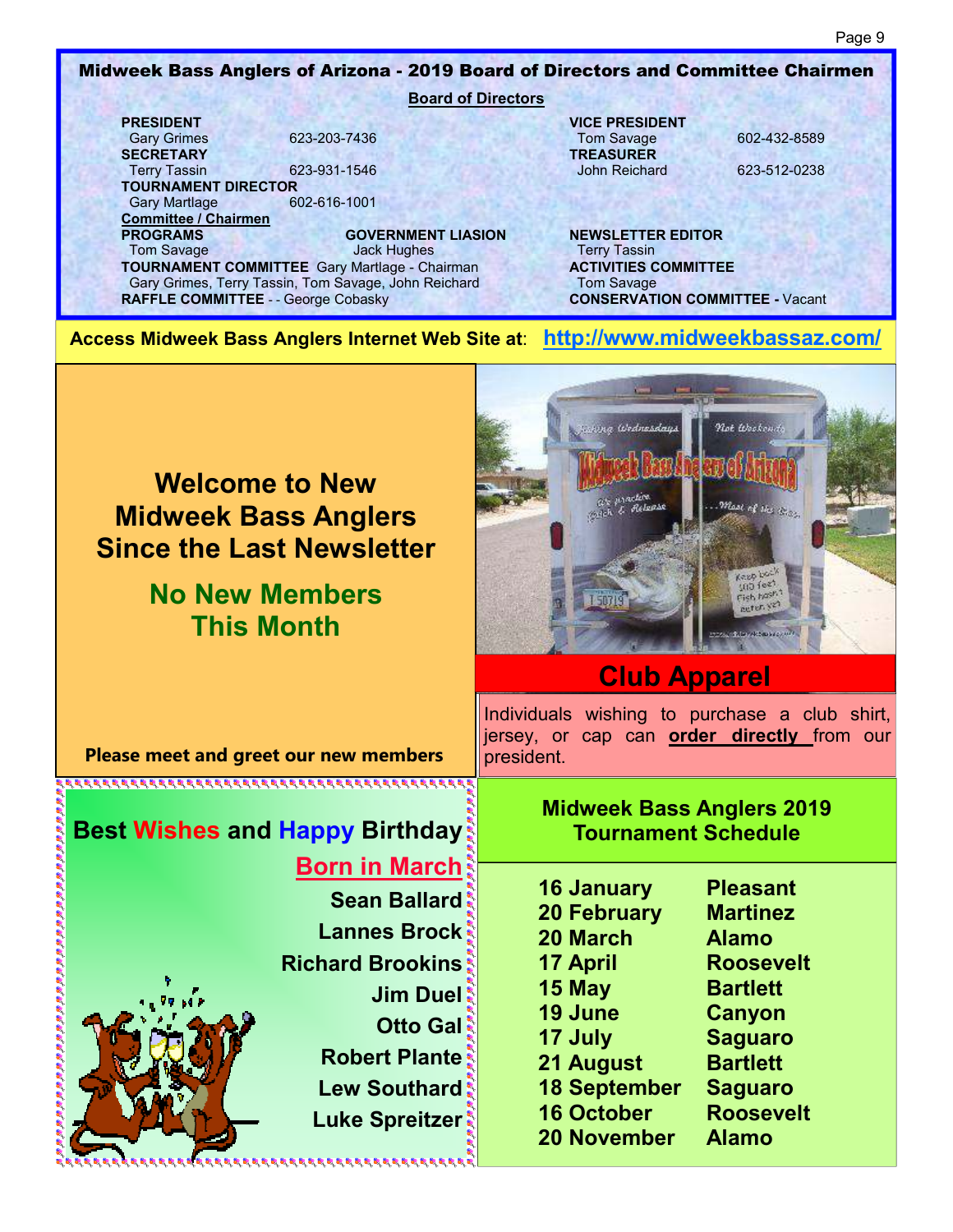## Midweek Bass Anglers of Arizona - 2019 Board of Directors and Committee Chairmen

**Board of Directors**

**PRESIDENT**
Gary Grimes 623-203-7436

**VICE PRESIDENT**
Tom Savage 602-432-8589

**SECRETARY**
Terry Tassin 623-931-1546

**TREASURER**
John Reichard 623-512-0238

**TOURNAMENT DIRECTOR**
Gary Martlage 602-616-1001

**Committee / Chairmen**

**PROGRAMS**
Tom Savage

**GOVERNMENT LIASION**
Jack Hughes

**NEWSLETTER EDITOR**
Terry Tassin

**TOURNAMENT COMMITTEE** Gary Martlage - Chairman
Gary Grimes, Terry Tassin, Tom Savage, John Reichard

**ACTIVITIES COMMITTEE**
Tom Savage

**RAFFLE COMMITTEE** - - George Cobasky

**CONSERVATION COMMITTEE -** Vacant

**Access Midweek Bass Anglers Internet Web Site at**: http://www.midweekbassaz.com/

## Welcome to New Midweek Bass Anglers Since the Last Newsletter

**No New Members This Month**

**Please meet and greet our new members**

## Club Apparel

Individuals wishing to purchase a club shirt, jersey, or cap can **order directly** from our president.

## Best Wishes and Happy Birthday

**Born in March**

- Sean Ballard
- Lannes Brock
- Richard Brookins
- Jim Duel
- Otto Gal
- Robert Plante
- Lew Southard
- Luke Spreitzer

## Midweek Bass Anglers 2019 Tournament Schedule

| | |
|---|---|
| 16 January | Pleasant |
| 20 February | Martinez |
| 20 March | Alamo |
| 17 April | Roosevelt |
| 15 May | Bartlett |
| 19 June | Canyon |
| 17 July | Saguaro |
| 21 August | Bartlett |
| 18 September | Saguaro |
| 16 October | Roosevelt |
| 20 November | Alamo |